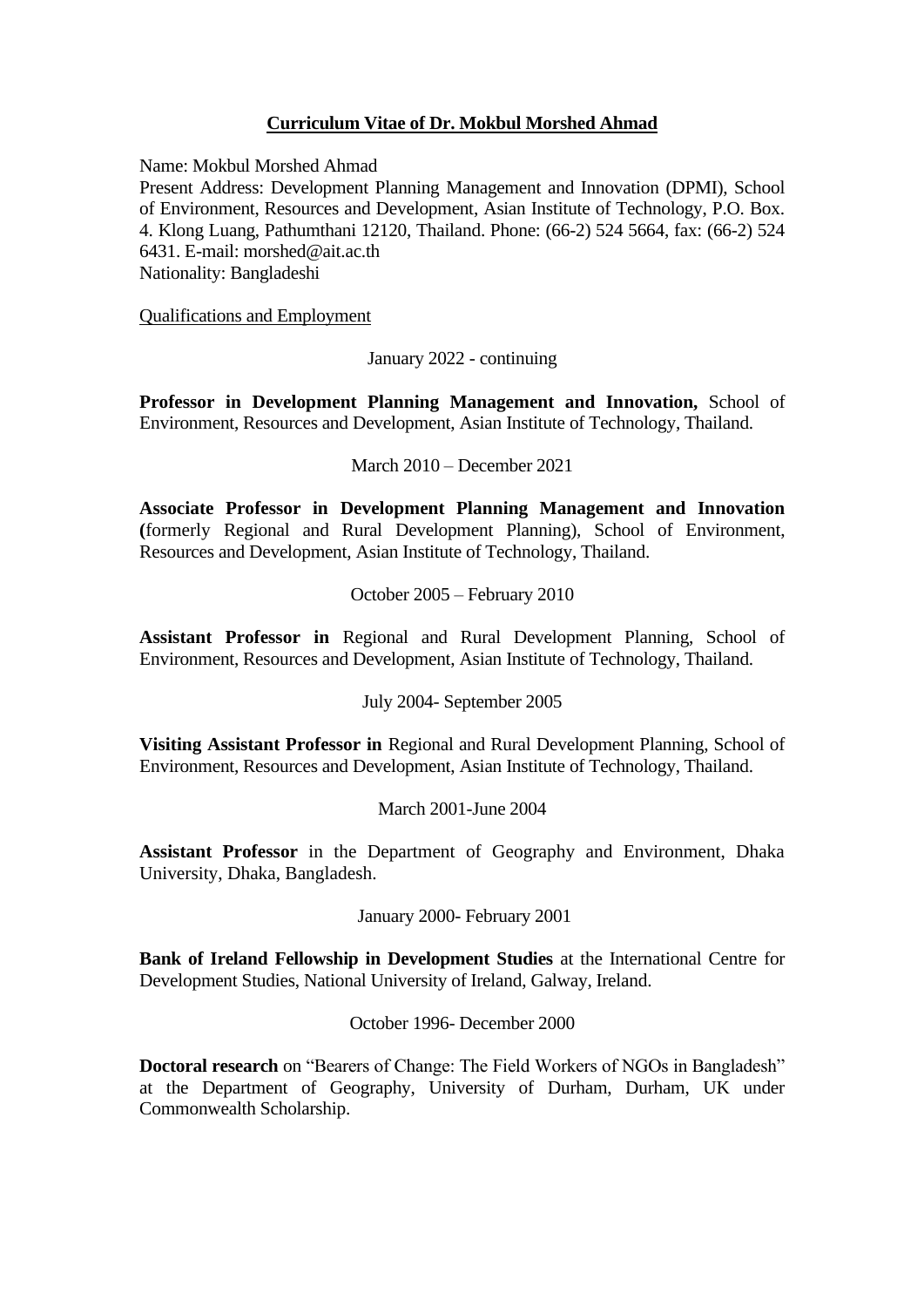# **Curriculum Vitae of Dr. Mokbul Morshed Ahmad**

Name: Mokbul Morshed Ahmad
Present Address: Development Planning Management and Innovation (DPMI), School of Environment, Resources and Development, Asian Institute of Technology, P.O. Box. 4. Klong Luang, Pathumthani 12120, Thailand. Phone: (66-2) 524 5664, fax: (66-2) 524 6431. E-mail: morshed@ait.ac.th
Nationality: Bangladeshi

## Qualifications and Employment

January 2022 - continuing

**Professor in Development Planning Management and Innovation,** School of Environment, Resources and Development, Asian Institute of Technology, Thailand.

March 2010 – December 2021

**Associate Professor in Development Planning Management and Innovation (**formerly Regional and Rural Development Planning), School of Environment, Resources and Development, Asian Institute of Technology, Thailand.

October 2005 – February 2010

**Assistant Professor in** Regional and Rural Development Planning, School of Environment, Resources and Development, Asian Institute of Technology, Thailand.

July 2004- September 2005

**Visiting Assistant Professor in** Regional and Rural Development Planning, School of Environment, Resources and Development, Asian Institute of Technology, Thailand.

March 2001-June 2004

**Assistant Professor** in the Department of Geography and Environment, Dhaka University, Dhaka, Bangladesh.

January 2000- February 2001

**Bank of Ireland Fellowship in Development Studies** at the International Centre for Development Studies, National University of Ireland, Galway, Ireland.

October 1996- December 2000

**Doctoral research** on "Bearers of Change: The Field Workers of NGOs in Bangladesh" at the Department of Geography, University of Durham, Durham, UK under Commonwealth Scholarship.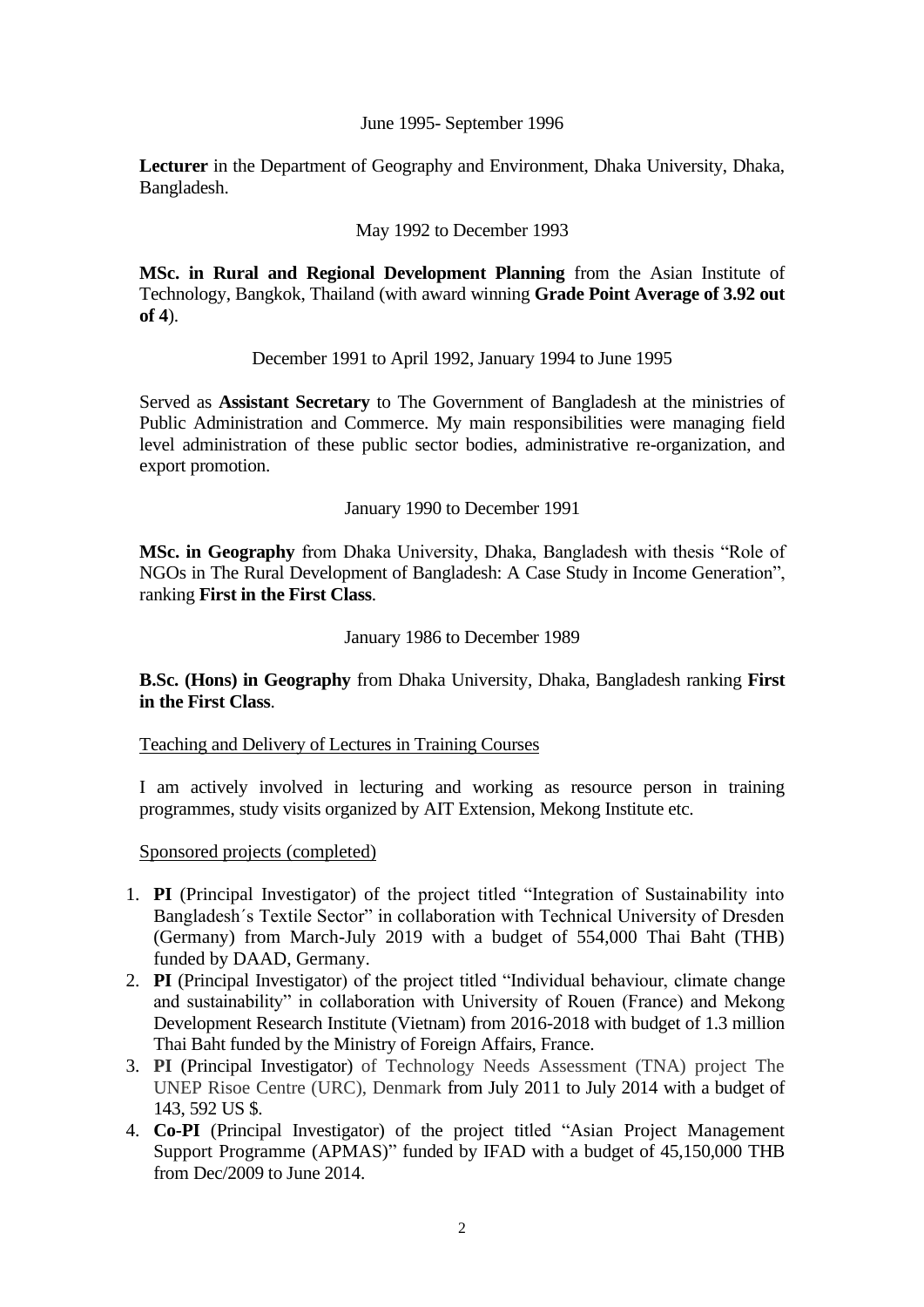June 1995- September 1996

**Lecturer** in the Department of Geography and Environment, Dhaka University, Dhaka, Bangladesh.

May 1992 to December 1993

**MSc. in Rural and Regional Development Planning** from the Asian Institute of Technology, Bangkok, Thailand (with award winning **Grade Point Average of 3.92 out of 4**).

December 1991 to April 1992, January 1994 to June 1995

Served as **Assistant Secretary** to The Government of Bangladesh at the ministries of Public Administration and Commerce. My main responsibilities were managing field level administration of these public sector bodies, administrative re-organization, and export promotion.

January 1990 to December 1991

**MSc. in Geography** from Dhaka University, Dhaka, Bangladesh with thesis "Role of NGOs in The Rural Development of Bangladesh: A Case Study in Income Generation", ranking **First in the First Class**.

January 1986 to December 1989

**B.Sc. (Hons) in Geography** from Dhaka University, Dhaka, Bangladesh ranking **First in the First Class**.

Teaching and Delivery of Lectures in Training Courses

I am actively involved in lecturing and working as resource person in training programmes, study visits organized by AIT Extension, Mekong Institute etc.

Sponsored projects (completed)

1. **PI** (Principal Investigator) of the project titled "Integration of Sustainability into Bangladesh´s Textile Sector" in collaboration with Technical University of Dresden (Germany) from March-July 2019 with a budget of 554,000 Thai Baht (THB) funded by DAAD, Germany.
2. **PI** (Principal Investigator) of the project titled "Individual behaviour, climate change and sustainability" in collaboration with University of Rouen (France) and Mekong Development Research Institute (Vietnam) from 2016-2018 with budget of 1.3 million Thai Baht funded by the Ministry of Foreign Affairs, France.
3. **PI** (Principal Investigator) of Technology Needs Assessment (TNA) project The UNEP Risoe Centre (URC), Denmark from July 2011 to July 2014 with a budget of 143, 592 US $.
4. **Co-PI** (Principal Investigator) of the project titled "Asian Project Management Support Programme (APMAS)" funded by IFAD with a budget of 45,150,000 THB from Dec/2009 to June 2014.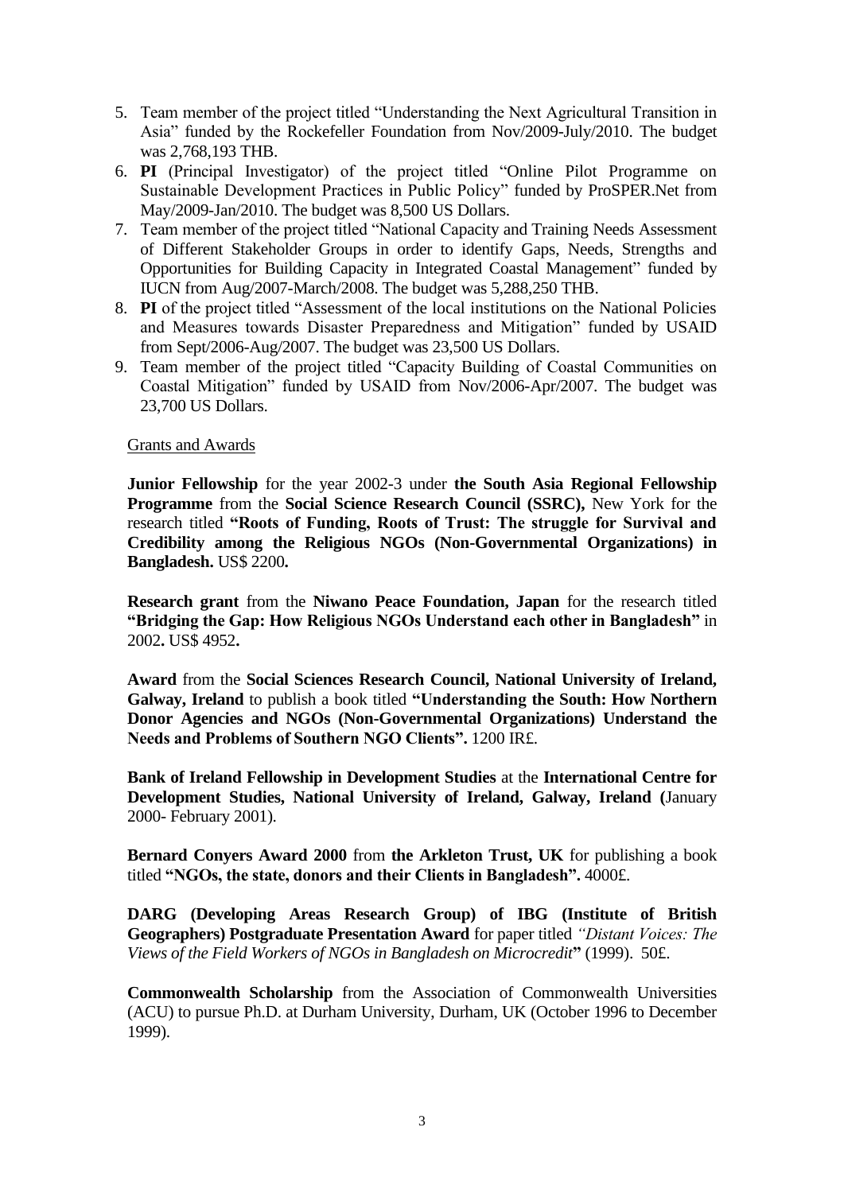5. Team member of the project titled "Understanding the Next Agricultural Transition in Asia" funded by the Rockefeller Foundation from Nov/2009-July/2010. The budget was 2,768,193 THB.
6. **PI** (Principal Investigator) of the project titled "Online Pilot Programme on Sustainable Development Practices in Public Policy" funded by ProSPER.Net from May/2009-Jan/2010. The budget was 8,500 US Dollars.
7. Team member of the project titled "National Capacity and Training Needs Assessment of Different Stakeholder Groups in order to identify Gaps, Needs, Strengths and Opportunities for Building Capacity in Integrated Coastal Management" funded by IUCN from Aug/2007-March/2008. The budget was 5,288,250 THB.
8. **PI** of the project titled "Assessment of the local institutions on the National Policies and Measures towards Disaster Preparedness and Mitigation" funded by USAID from Sept/2006-Aug/2007. The budget was 23,500 US Dollars.
9. Team member of the project titled "Capacity Building of Coastal Communities on Coastal Mitigation" funded by USAID from Nov/2006-Apr/2007. The budget was 23,700 US Dollars.

Grants and Awards

**Junior Fellowship** for the year 2002-3 under **the South Asia Regional Fellowship Programme** from the **Social Science Research Council (SSRC),** New York for the research titled **"Roots of Funding, Roots of Trust: The struggle for Survival and Credibility among the Religious NGOs (Non-Governmental Organizations) in Bangladesh.** US$ 2200**.**

**Research grant** from the **Niwano Peace Foundation, Japan** for the research titled **"Bridging the Gap: How Religious NGOs Understand each other in Bangladesh"** in 2002**.** US$ 4952**.**

**Award** from the **Social Sciences Research Council, National University of Ireland, Galway, Ireland** to publish a book titled **"Understanding the South: How Northern Donor Agencies and NGOs (Non-Governmental Organizations) Understand the Needs and Problems of Southern NGO Clients".** 1200 IR£.

**Bank of Ireland Fellowship in Development Studies** at the **International Centre for Development Studies, National University of Ireland, Galway, Ireland (**January 2000- February 2001).

**Bernard Conyers Award 2000** from **the Arkleton Trust, UK** for publishing a book titled **"NGOs, the state, donors and their Clients in Bangladesh".** 4000£.

**DARG (Developing Areas Research Group) of IBG (Institute of British Geographers) Postgraduate Presentation Award** for paper titled *"Distant Voices: The Views of the Field Workers of NGOs in Bangladesh on Microcredit***"** (1999). 50£.

**Commonwealth Scholarship** from the Association of Commonwealth Universities (ACU) to pursue Ph.D. at Durham University, Durham, UK (October 1996 to December 1999).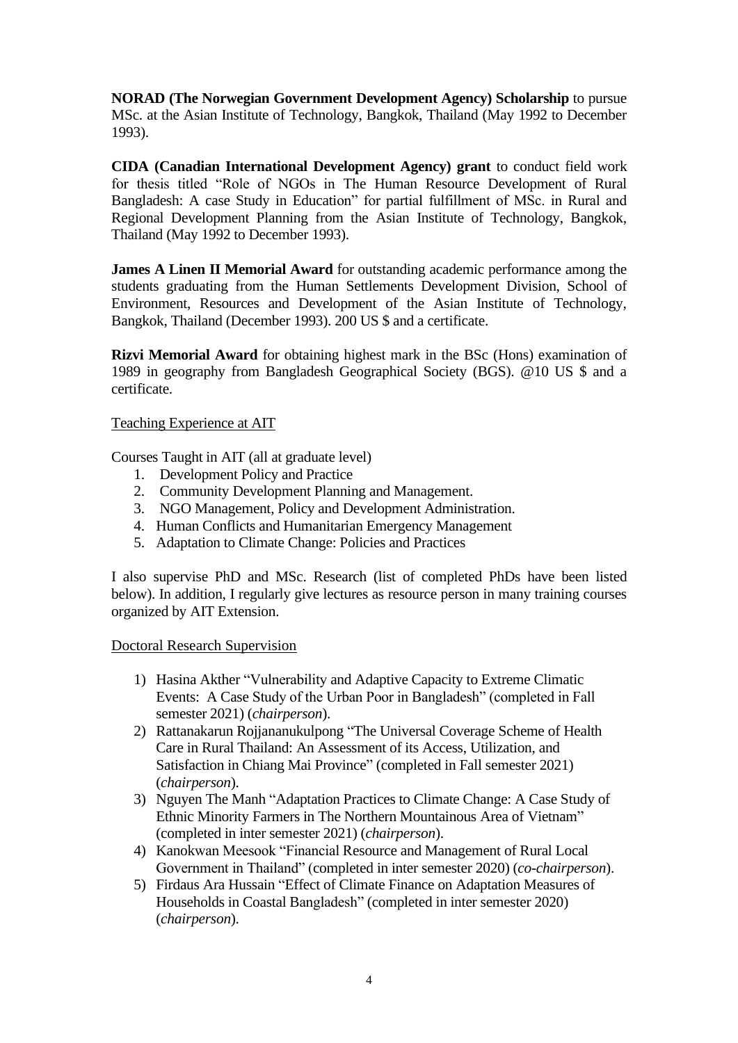**NORAD (The Norwegian Government Development Agency) Scholarship** to pursue MSc. at the Asian Institute of Technology, Bangkok, Thailand (May 1992 to December 1993).

**CIDA (Canadian International Development Agency) grant** to conduct field work for thesis titled "Role of NGOs in The Human Resource Development of Rural Bangladesh: A case Study in Education" for partial fulfillment of MSc. in Rural and Regional Development Planning from the Asian Institute of Technology, Bangkok, Thailand (May 1992 to December 1993).

**James A Linen II Memorial Award** for outstanding academic performance among the students graduating from the Human Settlements Development Division, School of Environment, Resources and Development of the Asian Institute of Technology, Bangkok, Thailand (December 1993). 200 US $ and a certificate.

**Rizvi Memorial Award** for obtaining highest mark in the BSc (Hons) examination of 1989 in geography from Bangladesh Geographical Society (BGS). @10 US $ and a certificate.

<u>Teaching Experience at AIT</u>

Courses Taught in AIT (all at graduate level)

1. Development Policy and Practice
2. Community Development Planning and Management.
3. NGO Management, Policy and Development Administration.
4. Human Conflicts and Humanitarian Emergency Management
5. Adaptation to Climate Change: Policies and Practices

I also supervise PhD and MSc. Research (list of completed PhDs have been listed below). In addition, I regularly give lectures as resource person in many training courses organized by AIT Extension.

<u>Doctoral Research Supervision</u>

1) Hasina Akther "Vulnerability and Adaptive Capacity to Extreme Climatic Events: A Case Study of the Urban Poor in Bangladesh" (completed in Fall semester 2021) (*chairperson*).
2) Rattanakarun Rojjananukulpong "The Universal Coverage Scheme of Health Care in Rural Thailand: An Assessment of its Access, Utilization, and Satisfaction in Chiang Mai Province" (completed in Fall semester 2021) (*chairperson*).
3) Nguyen The Manh "Adaptation Practices to Climate Change: A Case Study of Ethnic Minority Farmers in The Northern Mountainous Area of Vietnam" (completed in inter semester 2021) (*chairperson*).
4) Kanokwan Meesook "Financial Resource and Management of Rural Local Government in Thailand" (completed in inter semester 2020) (*co-chairperson*).
5) Firdaus Ara Hussain "Effect of Climate Finance on Adaptation Measures of Households in Coastal Bangladesh" (completed in inter semester 2020) (*chairperson*).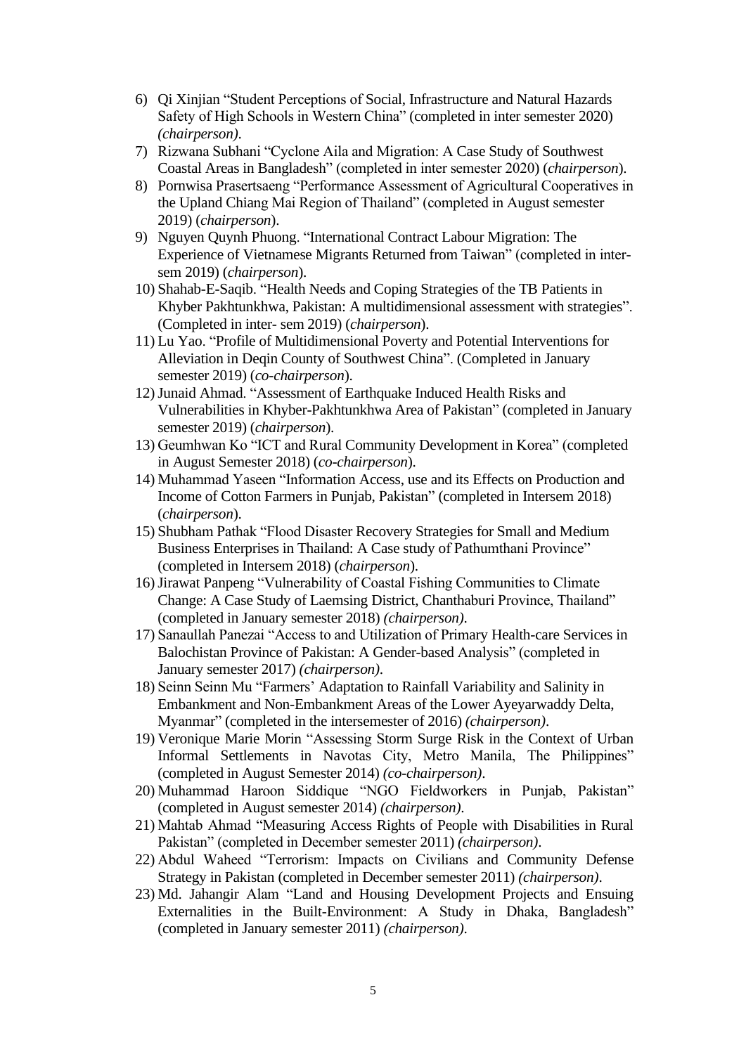6) Qi Xinjian "Student Perceptions of Social, Infrastructure and Natural Hazards Safety of High Schools in Western China" (completed in inter semester 2020) *(chairperson)*.
7) Rizwana Subhani "Cyclone Aila and Migration: A Case Study of Southwest Coastal Areas in Bangladesh" (completed in inter semester 2020) (*chairperson*).
8) Pornwisa Prasertsaeng "Performance Assessment of Agricultural Cooperatives in the Upland Chiang Mai Region of Thailand" (completed in August semester 2019) (*chairperson*).
9) Nguyen Quynh Phuong. "International Contract Labour Migration: The Experience of Vietnamese Migrants Returned from Taiwan" (completed in inter-sem 2019) (*chairperson*).
10) Shahab-E-Saqib. "Health Needs and Coping Strategies of the TB Patients in Khyber Pakhtunkhwa, Pakistan: A multidimensional assessment with strategies". (Completed in inter- sem 2019) (*chairperson*).
11) Lu Yao. "Profile of Multidimensional Poverty and Potential Interventions for Alleviation in Deqin County of Southwest China". (Completed in January semester 2019) (*co-chairperson*).
12) Junaid Ahmad. "Assessment of Earthquake Induced Health Risks and Vulnerabilities in Khyber-Pakhtunkhwa Area of Pakistan" (completed in January semester 2019) (*chairperson*).
13) Geumhwan Ko "ICT and Rural Community Development in Korea" (completed in August Semester 2018) (*co-chairperson*).
14) Muhammad Yaseen "Information Access, use and its Effects on Production and Income of Cotton Farmers in Punjab, Pakistan" (completed in Intersem 2018) (*chairperson*).
15) Shubham Pathak "Flood Disaster Recovery Strategies for Small and Medium Business Enterprises in Thailand: A Case study of Pathumthani Province" (completed in Intersem 2018) (*chairperson*).
16) Jirawat Panpeng "Vulnerability of Coastal Fishing Communities to Climate Change: A Case Study of Laemsing District, Chanthaburi Province, Thailand" (completed in January semester 2018) *(chairperson)*.
17) Sanaullah Panezai "Access to and Utilization of Primary Health-care Services in Balochistan Province of Pakistan: A Gender-based Analysis" (completed in January semester 2017) *(chairperson)*.
18) Seinn Seinn Mu "Farmers' Adaptation to Rainfall Variability and Salinity in Embankment and Non-Embankment Areas of the Lower Ayeyarwaddy Delta, Myanmar" (completed in the intersemester of 2016) *(chairperson)*.
19) Veronique Marie Morin "Assessing Storm Surge Risk in the Context of Urban Informal Settlements in Navotas City, Metro Manila, The Philippines" (completed in August Semester 2014) *(co-chairperson)*.
20) Muhammad Haroon Siddique "NGO Fieldworkers in Punjab, Pakistan" (completed in August semester 2014) *(chairperson)*.
21) Mahtab Ahmad "Measuring Access Rights of People with Disabilities in Rural Pakistan" (completed in December semester 2011) *(chairperson)*.
22) Abdul Waheed "Terrorism: Impacts on Civilians and Community Defense Strategy in Pakistan (completed in December semester 2011) *(chairperson)*.
23) Md. Jahangir Alam "Land and Housing Development Projects and Ensuing Externalities in the Built-Environment: A Study in Dhaka, Bangladesh" (completed in January semester 2011) *(chairperson)*.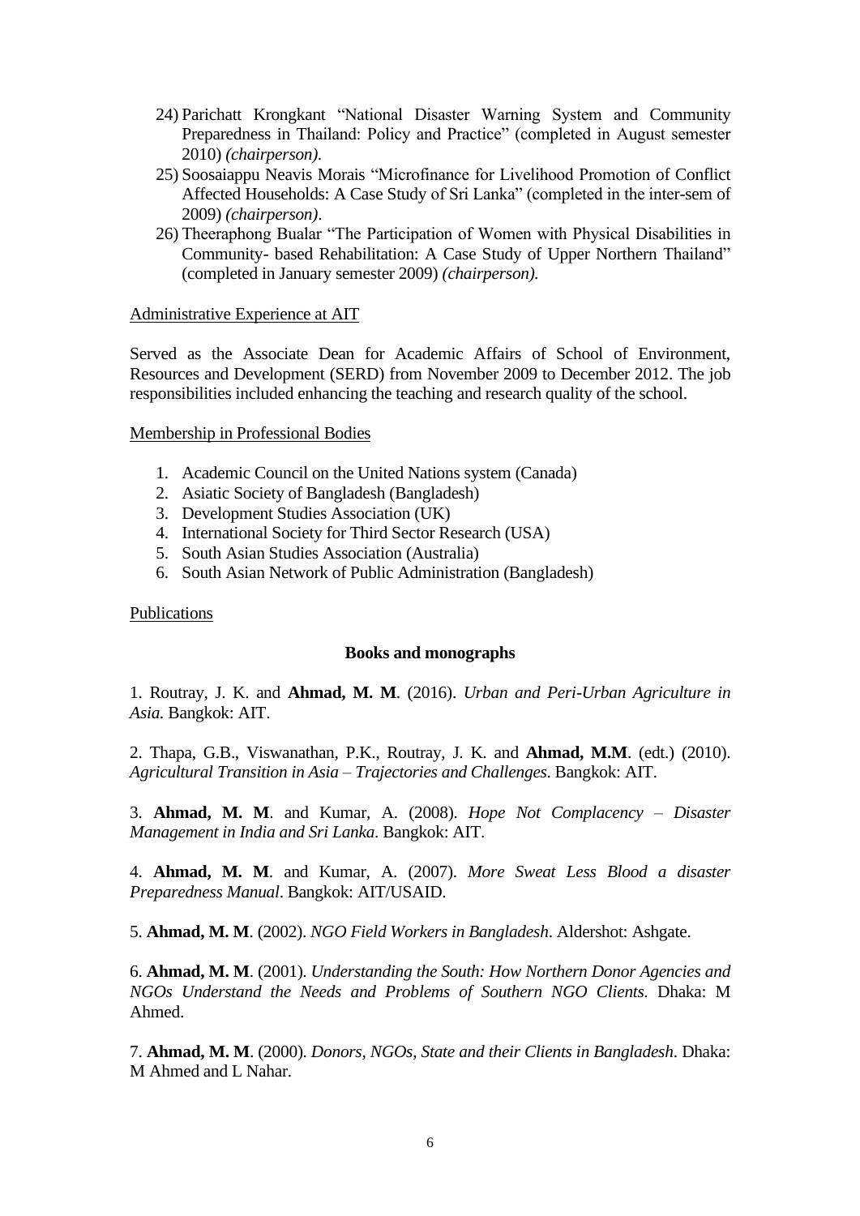24) Parichatt Krongkant "National Disaster Warning System and Community Preparedness in Thailand: Policy and Practice" (completed in August semester 2010) *(chairperson).*
25) Soosaiappu Neavis Morais "Microfinance for Livelihood Promotion of Conflict Affected Households: A Case Study of Sri Lanka" (completed in the inter-sem of 2009) *(chairperson)*.
26) Theeraphong Bualar "The Participation of Women with Physical Disabilities in Community- based Rehabilitation: A Case Study of Upper Northern Thailand" (completed in January semester 2009) *(chairperson).*

<u>Administrative Experience at AIT</u>

Served as the Associate Dean for Academic Affairs of School of Environment, Resources and Development (SERD) from November 2009 to December 2012. The job responsibilities included enhancing the teaching and research quality of the school.

<u>Membership in Professional Bodies</u>

1. Academic Council on the United Nations system (Canada)
2. Asiatic Society of Bangladesh (Bangladesh)
3. Development Studies Association (UK)
4. International Society for Third Sector Research (USA)
5. South Asian Studies Association (Australia)
6. South Asian Network of Public Administration (Bangladesh)

<u>Publications</u>

**Books and monographs**

1. Routray, J. K. and **Ahmad, M. M**. (2016). *Urban and Peri-Urban Agriculture in Asia.* Bangkok: AIT.

2. Thapa, G.B., Viswanathan, P.K., Routray, J. K. and **Ahmad, M.M**. (edt.) (2010). *Agricultural Transition in Asia – Trajectories and Challenges*. Bangkok: AIT.

3. **Ahmad, M. M**. and Kumar, A. (2008). *Hope Not Complacency – Disaster Management in India and Sri Lanka*. Bangkok: AIT.

4. **Ahmad, M. M**. and Kumar, A. (2007). *More Sweat Less Blood a disaster Preparedness Manual*. Bangkok: AIT/USAID.

5. **Ahmad, M. M**. (2002). *NGO Field Workers in Bangladesh*. Aldershot: Ashgate.

6. **Ahmad, M. M**. (2001). *Understanding the South: How Northern Donor Agencies and NGOs Understand the Needs and Problems of Southern NGO Clients*. Dhaka: M Ahmed.

7. **Ahmad, M. M**. (2000). *Donors, NGOs, State and their Clients in Bangladesh*. Dhaka: M Ahmed and L Nahar.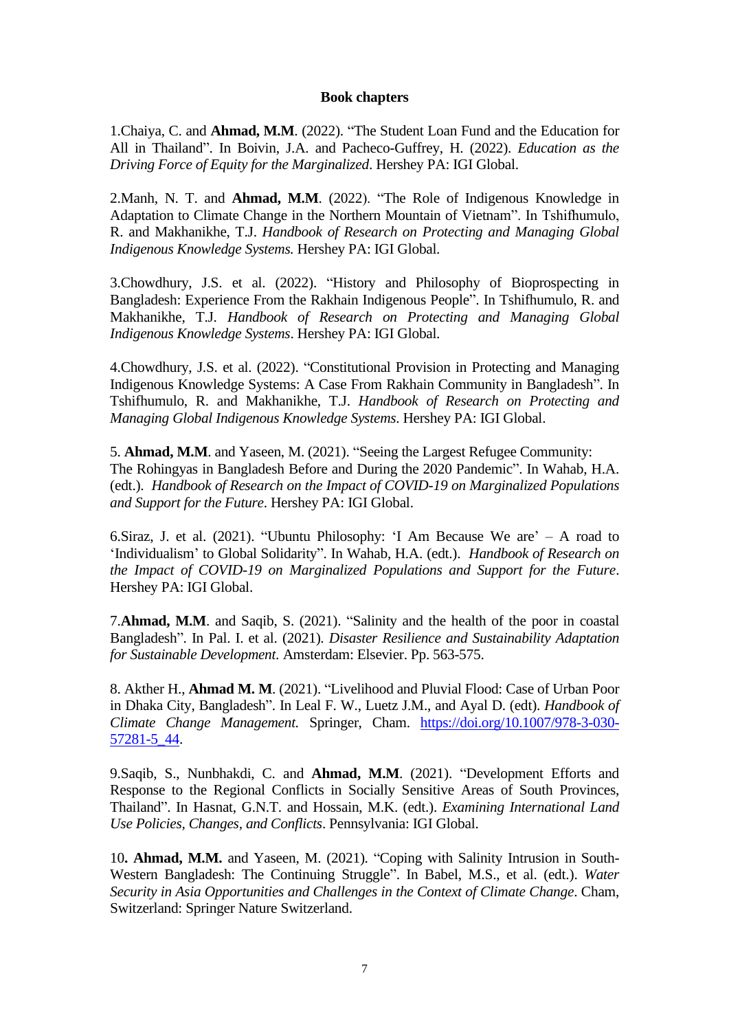**Book chapters**

1.Chaiya, C. and **Ahmad, M.M**. (2022). "The Student Loan Fund and the Education for All in Thailand". In Boivin, J.A. and Pacheco-Guffrey, H. (2022). *Education as the Driving Force of Equity for the Marginalized*. Hershey PA: IGI Global.

2.Manh, N. T. and **Ahmad, M.M**. (2022). "The Role of Indigenous Knowledge in Adaptation to Climate Change in the Northern Mountain of Vietnam". In Tshifhumulo, R. and Makhanikhe, T.J. *Handbook of Research on Protecting and Managing Global Indigenous Knowledge Systems.* Hershey PA: IGI Global.

3.Chowdhury, J.S. et al. (2022). "History and Philosophy of Bioprospecting in Bangladesh: Experience From the Rakhain Indigenous People". In Tshifhumulo, R. and Makhanikhe, T.J. *Handbook of Research on Protecting and Managing Global Indigenous Knowledge Systems*. Hershey PA: IGI Global.

4.Chowdhury, J.S. et al. (2022). "Constitutional Provision in Protecting and Managing Indigenous Knowledge Systems: A Case From Rakhain Community in Bangladesh". In Tshifhumulo, R. and Makhanikhe, T.J. *Handbook of Research on Protecting and Managing Global Indigenous Knowledge Systems*. Hershey PA: IGI Global.

5. **Ahmad, M.M**. and Yaseen, M. (2021). "Seeing the Largest Refugee Community: The Rohingyas in Bangladesh Before and During the 2020 Pandemic". In Wahab, H.A. (edt.). *Handbook of Research on the Impact of COVID-19 on Marginalized Populations and Support for the Future*. Hershey PA: IGI Global.

6.Siraz, J. et al. (2021). "Ubuntu Philosophy: 'I Am Because We are' – A road to 'Individualism' to Global Solidarity". In Wahab, H.A. (edt.). *Handbook of Research on the Impact of COVID-19 on Marginalized Populations and Support for the Future*. Hershey PA: IGI Global.

7.**Ahmad, M.M**. and Saqib, S. (2021). "Salinity and the health of the poor in coastal Bangladesh". In Pal. I. et al. (2021). *Disaster Resilience and Sustainability Adaptation for Sustainable Development.* Amsterdam: Elsevier. Pp. 563-575.

8. Akther H., **Ahmad M. M**. (2021). "Livelihood and Pluvial Flood: Case of Urban Poor in Dhaka City, Bangladesh". In Leal F. W., Luetz J.M., and Ayal D. (edt). *Handbook of Climate Change Management.* Springer, Cham. https://doi.org/10.1007/978-3-030-57281-5_44.

9.Saqib, S., Nunbhakdi, C. and **Ahmad, M.M**. (2021). "Development Efforts and Response to the Regional Conflicts in Socially Sensitive Areas of South Provinces, Thailand". In Hasnat, G.N.T. and Hossain, M.K. (edt.). *Examining International Land Use Policies, Changes, and Conflicts*. Pennsylvania: IGI Global.

10**. Ahmad, M.M.** and Yaseen, M. (2021). "Coping with Salinity Intrusion in South-Western Bangladesh: The Continuing Struggle". In Babel, M.S., et al. (edt.). *Water Security in Asia Opportunities and Challenges in the Context of Climate Change*. Cham, Switzerland: Springer Nature Switzerland.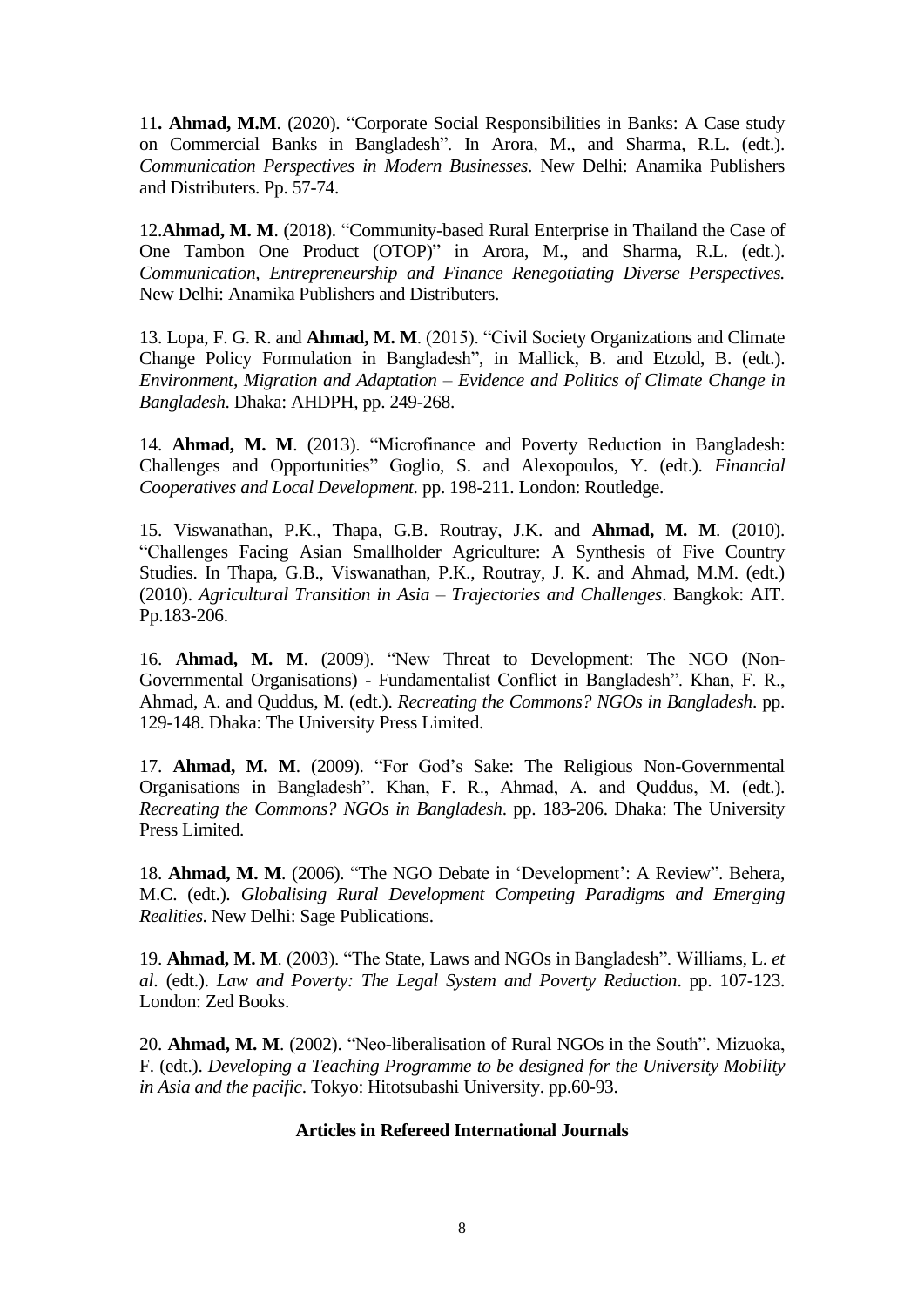11**. Ahmad, M.M**. (2020). "Corporate Social Responsibilities in Banks: A Case study on Commercial Banks in Bangladesh". In Arora, M., and Sharma, R.L. (edt.). *Communication Perspectives in Modern Businesses*. New Delhi: Anamika Publishers and Distributers. Pp. 57-74.

12.**Ahmad, M. M**. (2018). "Community-based Rural Enterprise in Thailand the Case of One Tambon One Product (OTOP)" in Arora, M., and Sharma, R.L. (edt.). *Communication, Entrepreneurship and Finance Renegotiating Diverse Perspectives.* New Delhi: Anamika Publishers and Distributers.

13. Lopa, F. G. R. and **Ahmad, M. M**. (2015). "Civil Society Organizations and Climate Change Policy Formulation in Bangladesh", in Mallick, B. and Etzold, B. (edt.). *Environment, Migration and Adaptation – Evidence and Politics of Climate Change in Bangladesh*. Dhaka: AHDPH, pp. 249-268.

14. **Ahmad, M. M**. (2013). "Microfinance and Poverty Reduction in Bangladesh: Challenges and Opportunities" Goglio, S. and Alexopoulos, Y. (edt.). *Financial Cooperatives and Local Development.* pp. 198-211. London: Routledge.

15. Viswanathan, P.K., Thapa, G.B. Routray, J.K. and **Ahmad, M. M**. (2010). "Challenges Facing Asian Smallholder Agriculture: A Synthesis of Five Country Studies. In Thapa, G.B., Viswanathan, P.K., Routray, J. K. and Ahmad, M.M. (edt.) (2010). *Agricultural Transition in Asia – Trajectories and Challenges*. Bangkok: AIT. Pp.183-206.

16. **Ahmad, M. M**. (2009). "New Threat to Development: The NGO (Non-Governmental Organisations) - Fundamentalist Conflict in Bangladesh". Khan, F. R., Ahmad, A. and Quddus, M. (edt.). *Recreating the Commons? NGOs in Bangladesh*. pp. 129-148. Dhaka: The University Press Limited.

17. **Ahmad, M. M**. (2009). "For God's Sake: The Religious Non-Governmental Organisations in Bangladesh". Khan, F. R., Ahmad, A. and Quddus, M. (edt.). *Recreating the Commons? NGOs in Bangladesh*. pp. 183-206. Dhaka: The University Press Limited.

18. **Ahmad, M. M**. (2006). "The NGO Debate in 'Development': A Review". Behera, M.C. (edt.). *Globalising Rural Development Competing Paradigms and Emerging Realities.* New Delhi: Sage Publications.

19. **Ahmad, M. M**. (2003). "The State, Laws and NGOs in Bangladesh". Williams, L. *et al*. (edt.). *Law and Poverty: The Legal System and Poverty Reduction*. pp. 107-123. London: Zed Books.

20. **Ahmad, M. M**. (2002). "Neo-liberalisation of Rural NGOs in the South". Mizuoka, F. (edt.). *Developing a Teaching Programme to be designed for the University Mobility in Asia and the pacific*. Tokyo: Hitotsubashi University. pp.60-93.

### Articles in Refereed International Journals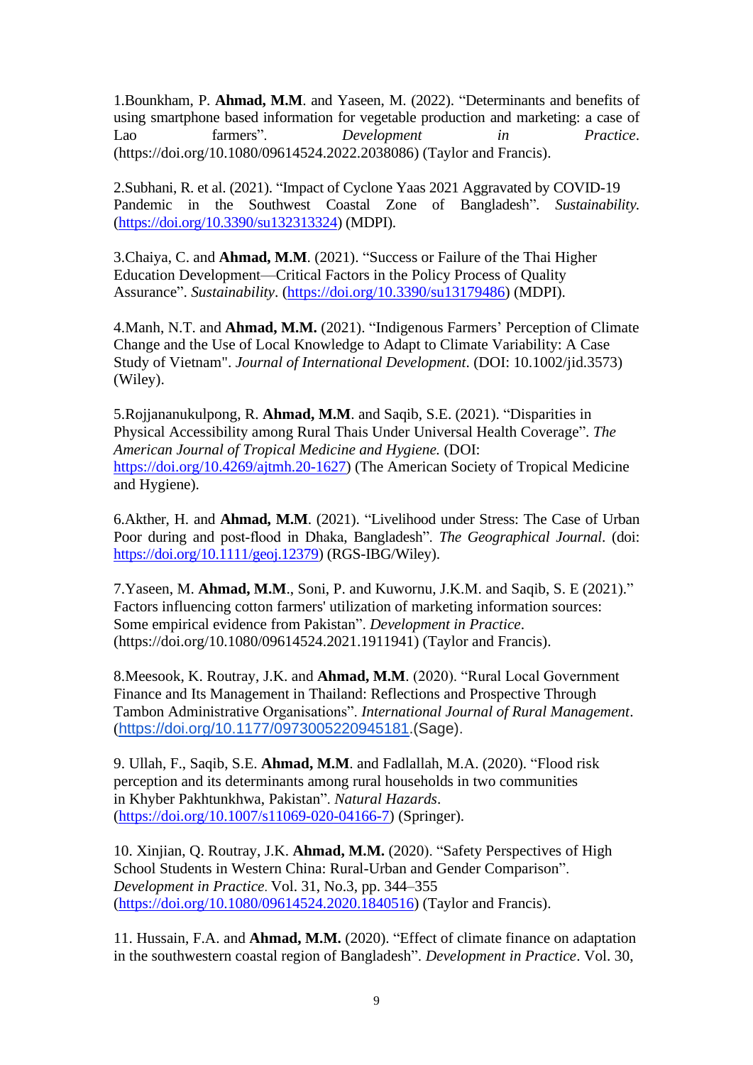1.Bounkham, P. **Ahmad, M.M**. and Yaseen, M. (2022). "Determinants and benefits of using smartphone based information for vegetable production and marketing: a case of Lao farmers". *Development in Practice*. (https://doi.org/10.1080/09614524.2022.2038086) (Taylor and Francis).

2.Subhani, R. et al. (2021). "Impact of Cyclone Yaas 2021 Aggravated by COVID-19 Pandemic in the Southwest Coastal Zone of Bangladesh". *Sustainability.* (https://doi.org/10.3390/su132313324) (MDPI).

3.Chaiya, C. and **Ahmad, M.M**. (2021). "Success or Failure of the Thai Higher Education Development—Critical Factors in the Policy Process of Quality Assurance". *Sustainability*. (https://doi.org/10.3390/su13179486) (MDPI).

4.Manh, N.T. and **Ahmad, M.M.** (2021). "Indigenous Farmers' Perception of Climate Change and the Use of Local Knowledge to Adapt to Climate Variability: A Case Study of Vietnam". *Journal of International Development*. (DOI: 10.1002/jid.3573) (Wiley).

5.Rojjananukulpong, R. **Ahmad, M.M**. and Saqib, S.E. (2021). "Disparities in Physical Accessibility among Rural Thais Under Universal Health Coverage". *The American Journal of Tropical Medicine and Hygiene.* (DOI: https://doi.org/10.4269/ajtmh.20-1627) (The American Society of Tropical Medicine and Hygiene).

6.Akther, H. and **Ahmad, M.M**. (2021). "Livelihood under Stress: The Case of Urban Poor during and post-flood in Dhaka, Bangladesh". *The Geographical Journal*. (doi: https://doi.org/10.1111/geoj.12379) (RGS-IBG/Wiley).

7.Yaseen, M. **Ahmad, M.M**., Soni, P. and Kuwornu, J.K.M. and Saqib, S. E (2021)." Factors influencing cotton farmers' utilization of marketing information sources: Some empirical evidence from Pakistan". *Development in Practice*. (https://doi.org/10.1080/09614524.2021.1911941) (Taylor and Francis).

8.Meesook, K. Routray, J.K. and **Ahmad, M.M**. (2020). "Rural Local Government Finance and Its Management in Thailand: Reflections and Prospective Through Tambon Administrative Organisations". *International Journal of Rural Management*. (https://doi.org/10.1177/0973005220945181.(Sage).

9. Ullah, F., Saqib, S.E. **Ahmad, M.M**. and Fadlallah, M.A. (2020). "Flood risk perception and its determinants among rural households in two communities in Khyber Pakhtunkhwa, Pakistan". *Natural Hazards*. (https://doi.org/10.1007/s11069-020-04166-7) (Springer).

10. Xinjian, Q. Routray, J.K. **Ahmad, M.M.** (2020). "Safety Perspectives of High School Students in Western China: Rural-Urban and Gender Comparison". *Development in Practice*. Vol. 31, No.3, pp. 344–355 (https://doi.org/10.1080/09614524.2020.1840516) (Taylor and Francis).

11. Hussain, F.A. and **Ahmad, M.M.** (2020). "Effect of climate finance on adaptation in the southwestern coastal region of Bangladesh". *Development in Practice*. Vol. 30,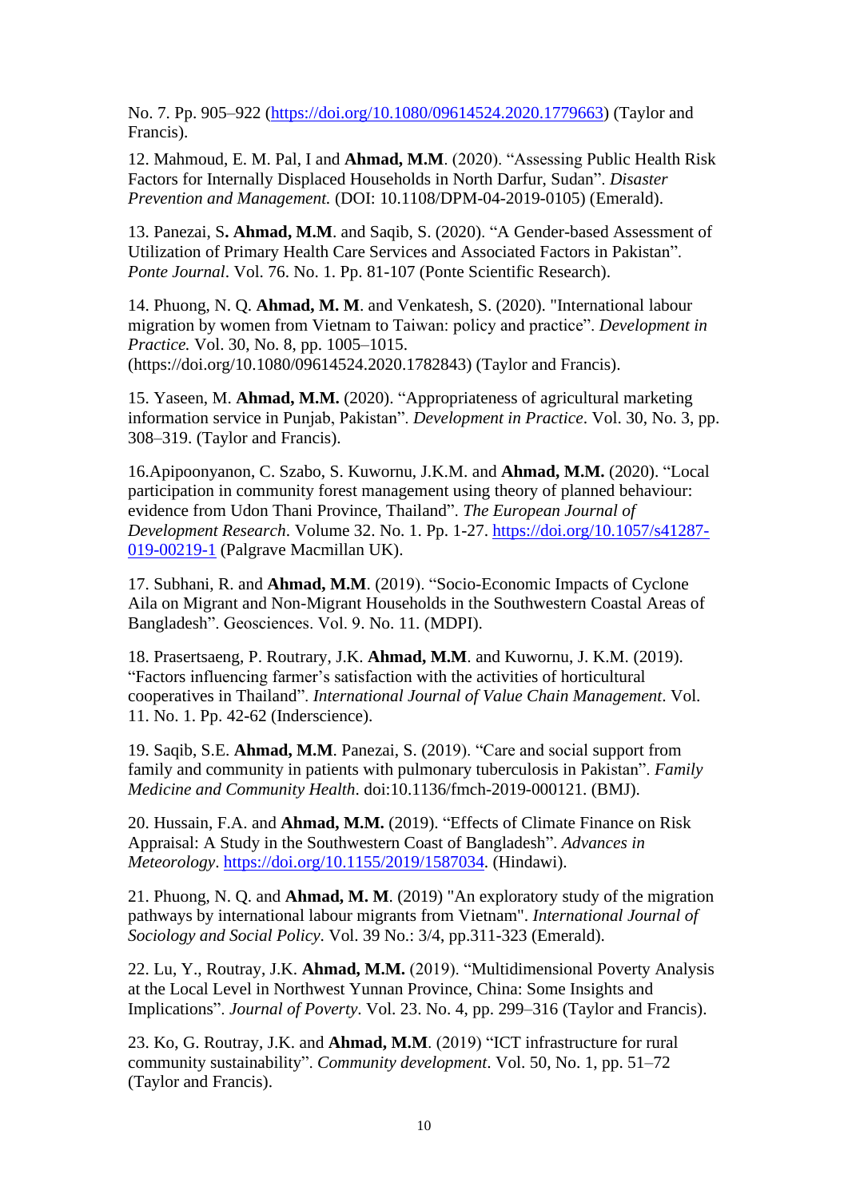No. 7. Pp. 905–922 (https://doi.org/10.1080/09614524.2020.1779663) (Taylor and Francis).

12. Mahmoud, E. M. Pal, I and **Ahmad, M.M**. (2020). "Assessing Public Health Risk Factors for Internally Displaced Households in North Darfur, Sudan". *Disaster Prevention and Management.* (DOI: 10.1108/DPM-04-2019-0105) (Emerald).

13. Panezai, S**. Ahmad, M.M**. and Saqib, S. (2020). "A Gender-based Assessment of Utilization of Primary Health Care Services and Associated Factors in Pakistan". *Ponte Journal*. Vol. 76. No. 1. Pp. 81-107 (Ponte Scientific Research).

14. Phuong, N. Q. **Ahmad, M. M**. and Venkatesh, S. (2020). "International labour migration by women from Vietnam to Taiwan: policy and practice". *Development in Practice.* Vol. 30, No. 8, pp. 1005–1015. (https://doi.org/10.1080/09614524.2020.1782843) (Taylor and Francis).

15. Yaseen, M. **Ahmad, M.M.** (2020). "Appropriateness of agricultural marketing information service in Punjab, Pakistan". *Development in Practice*. Vol. 30, No. 3, pp. 308–319. (Taylor and Francis).

16.Apipoonyanon, C. Szabo, S. Kuwornu, J.K.M. and **Ahmad, M.M.** (2020). "Local participation in community forest management using theory of planned behaviour: evidence from Udon Thani Province, Thailand". *The European Journal of Development Research*. Volume 32. No. 1. Pp. 1-27. https://doi.org/10.1057/s41287-019-00219-1 (Palgrave Macmillan UK).

17. Subhani, R. and **Ahmad, M.M**. (2019). "Socio-Economic Impacts of Cyclone Aila on Migrant and Non-Migrant Households in the Southwestern Coastal Areas of Bangladesh". Geosciences. Vol. 9. No. 11. (MDPI).

18. Prasertsaeng, P. Routrary, J.K. **Ahmad, M.M**. and Kuwornu, J. K.M. (2019). "Factors influencing farmer's satisfaction with the activities of horticultural cooperatives in Thailand". *International Journal of Value Chain Management*. Vol. 11. No. 1. Pp. 42-62 (Inderscience).

19. Saqib, S.E. **Ahmad, M.M**. Panezai, S. (2019). "Care and social support from family and community in patients with pulmonary tuberculosis in Pakistan". *Family Medicine and Community Health*. doi:10.1136/fmch-2019-000121. (BMJ).

20. Hussain, F.A. and **Ahmad, M.M.** (2019). "Effects of Climate Finance on Risk Appraisal: A Study in the Southwestern Coast of Bangladesh". *Advances in Meteorology*. https://doi.org/10.1155/2019/1587034. (Hindawi).

21. Phuong, N. Q. and **Ahmad, M. M**. (2019) "An exploratory study of the migration pathways by international labour migrants from Vietnam". *International Journal of Sociology and Social Policy*. Vol. 39 No.: 3/4, pp.311-323 (Emerald).

22. Lu, Y., Routray, J.K. **Ahmad, M.M.** (2019). "Multidimensional Poverty Analysis at the Local Level in Northwest Yunnan Province, China: Some Insights and Implications". *Journal of Poverty*. Vol. 23. No. 4, pp. 299–316 (Taylor and Francis).

23. Ko, G. Routray, J.K. and **Ahmad, M.M**. (2019) "ICT infrastructure for rural community sustainability". *Community development*. Vol. 50, No. 1, pp. 51–72 (Taylor and Francis).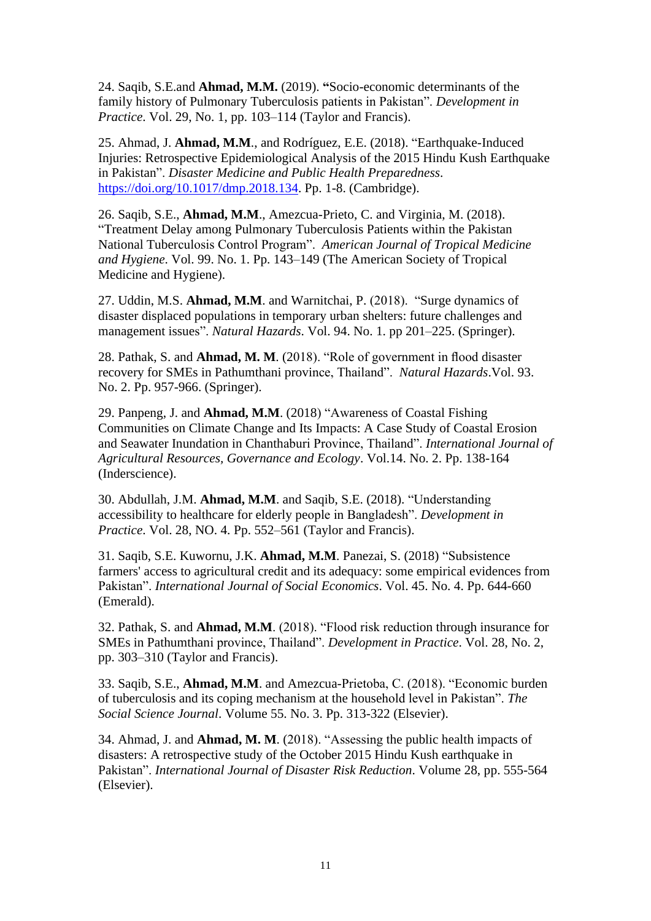24. Saqib, S.E.and **Ahmad, M.M.** (2019). **"**Socio-economic determinants of the family history of Pulmonary Tuberculosis patients in Pakistan". *Development in Practice*. Vol. 29, No. 1, pp. 103–114 (Taylor and Francis).

25. Ahmad, J. **Ahmad, M.M**., and Rodríguez, E.E. (2018). "Earthquake-Induced Injuries: Retrospective Epidemiological Analysis of the 2015 Hindu Kush Earthquake in Pakistan". *Disaster Medicine and Public Health Preparedness*. https://doi.org/10.1017/dmp.2018.134. Pp. 1-8. (Cambridge).

26. Saqib, S.E., **Ahmad, M.M**., Amezcua-Prieto, C. and Virginia, M. (2018). "Treatment Delay among Pulmonary Tuberculosis Patients within the Pakistan National Tuberculosis Control Program". *American Journal of Tropical Medicine and Hygiene*. Vol. 99. No. 1. Pp. 143–149 (The American Society of Tropical Medicine and Hygiene).

27. Uddin, M.S. **Ahmad, M.M**. and Warnitchai, P. (2018). "Surge dynamics of disaster displaced populations in temporary urban shelters: future challenges and management issues". *Natural Hazards*. Vol. 94. No. 1. pp 201–225. (Springer).

28. Pathak, S. and **Ahmad, M. M**. (2018). "Role of government in flood disaster recovery for SMEs in Pathumthani province, Thailand". *Natural Hazards*.Vol. 93. No. 2. Pp. 957-966. (Springer).

29. Panpeng, J. and **Ahmad, M.M**. (2018) "Awareness of Coastal Fishing Communities on Climate Change and Its Impacts: A Case Study of Coastal Erosion and Seawater Inundation in Chanthaburi Province, Thailand". *International Journal of Agricultural Resources, Governance and Ecology*. Vol.14. No. 2. Pp. 138-164 (Inderscience).

30. Abdullah, J.M. **Ahmad, M.M**. and Saqib, S.E. (2018). "Understanding accessibility to healthcare for elderly people in Bangladesh". *Development in Practice*. Vol. 28, NO. 4. Pp. 552–561 (Taylor and Francis).

31. Saqib, S.E. Kuwornu, J.K. **Ahmad, M.M**. Panezai, S. (2018) "Subsistence farmers' access to agricultural credit and its adequacy: some empirical evidences from Pakistan". *International Journal of Social Economics*. Vol. 45. No. 4. Pp. 644-660 (Emerald).

32. Pathak, S. and **Ahmad, M.M**. (2018). "Flood risk reduction through insurance for SMEs in Pathumthani province, Thailand". *Development in Practice*. Vol. 28, No. 2, pp. 303–310 (Taylor and Francis).

33. Saqib, S.E., **Ahmad, M.M**. and Amezcua-Prietoba, C. (2018). "Economic burden of tuberculosis and its coping mechanism at the household level in Pakistan". *The Social Science Journal*. Volume 55. No. 3. Pp. 313-322 (Elsevier).

34. Ahmad, J. and **Ahmad, M. M**. (2018). "Assessing the public health impacts of disasters: A retrospective study of the October 2015 Hindu Kush earthquake in Pakistan". *International Journal of Disaster Risk Reduction*. Volume 28, pp. 555-564 (Elsevier).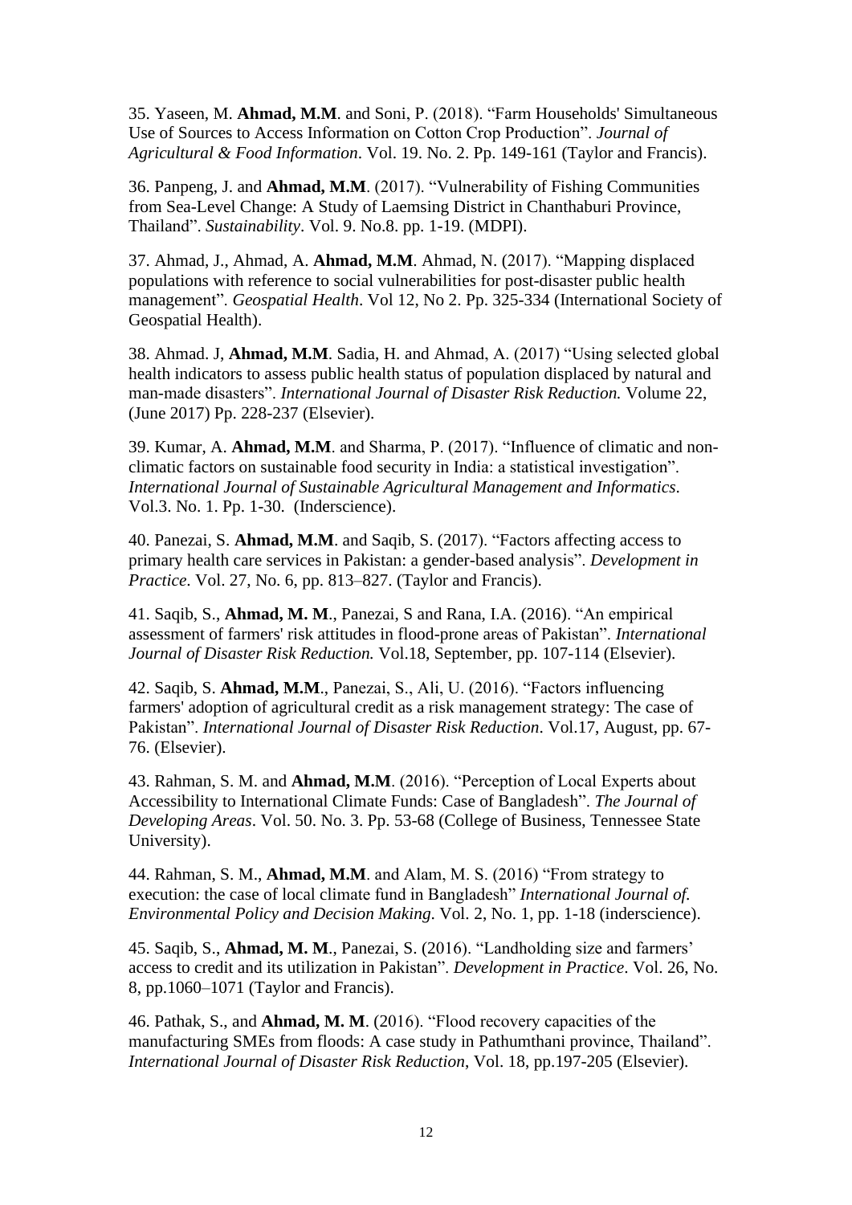35. Yaseen, M. **Ahmad, M.M**. and Soni, P. (2018). “Farm Households' Simultaneous Use of Sources to Access Information on Cotton Crop Production”. *Journal of Agricultural & Food Information*. Vol. 19. No. 2. Pp. 149-161 (Taylor and Francis).

36. Panpeng, J. and **Ahmad, M.M**. (2017). “Vulnerability of Fishing Communities from Sea-Level Change: A Study of Laemsing District in Chanthaburi Province, Thailand”. *Sustainability*. Vol. 9. No.8. pp. 1-19. (MDPI).

37. Ahmad, J., Ahmad, A. **Ahmad, M.M**. Ahmad, N. (2017). “Mapping displaced populations with reference to social vulnerabilities for post-disaster public health management”. *Geospatial Health*. Vol 12, No 2. Pp. 325-334 (International Society of Geospatial Health).

38. Ahmad. J, **Ahmad, M.M**. Sadia, H. and Ahmad, A. (2017) “Using selected global health indicators to assess public health status of population displaced by natural and man-made disasters”. *International Journal of Disaster Risk Reduction.* Volume 22, (June 2017) Pp. 228-237 (Elsevier).

39. Kumar, A. **Ahmad, M.M**. and Sharma, P. (2017). “Influence of climatic and non-climatic factors on sustainable food security in India: a statistical investigation”. *International Journal of Sustainable Agricultural Management and Informatics*. Vol.3. No. 1. Pp. 1-30. (Inderscience).

40. Panezai, S. **Ahmad, M.M**. and Saqib, S. (2017). “Factors affecting access to primary health care services in Pakistan: a gender-based analysis”. *Development in Practice*. Vol. 27, No. 6, pp. 813–827. (Taylor and Francis).

41. Saqib, S., **Ahmad, M. M**., Panezai, S and Rana, I.A. (2016). “An empirical assessment of farmers' risk attitudes in flood-prone areas of Pakistan”. *International Journal of Disaster Risk Reduction.* Vol.18, September, pp. 107-114 (Elsevier).

42. Saqib, S. **Ahmad, M.M**., Panezai, S., Ali, U. (2016). “Factors influencing farmers' adoption of agricultural credit as a risk management strategy: The case of Pakistan”. *International Journal of Disaster Risk Reduction*. Vol.17, August, pp. 67-76. (Elsevier).

43. Rahman, S. M. and **Ahmad, M.M**. (2016). “Perception of Local Experts about Accessibility to International Climate Funds: Case of Bangladesh”. *The Journal of Developing Areas*. Vol. 50. No. 3. Pp. 53-68 (College of Business, Tennessee State University).

44. Rahman, S. M., **Ahmad, M.M**. and Alam, M. S. (2016) “From strategy to execution: the case of local climate fund in Bangladesh” *International Journal of. Environmental Policy and Decision Making*. Vol. 2, No. 1, pp. 1-18 (inderscience).

45. Saqib, S., **Ahmad, M. M**., Panezai, S. (2016). “Landholding size and farmers' access to credit and its utilization in Pakistan”. *Development in Practice*. Vol. 26, No. 8, pp.1060–1071 (Taylor and Francis).

46. Pathak, S., and **Ahmad, M. M**. (2016). “Flood recovery capacities of the manufacturing SMEs from floods: A case study in Pathumthani province, Thailand”. *International Journal of Disaster Risk Reduction*, Vol. 18, pp.197-205 (Elsevier).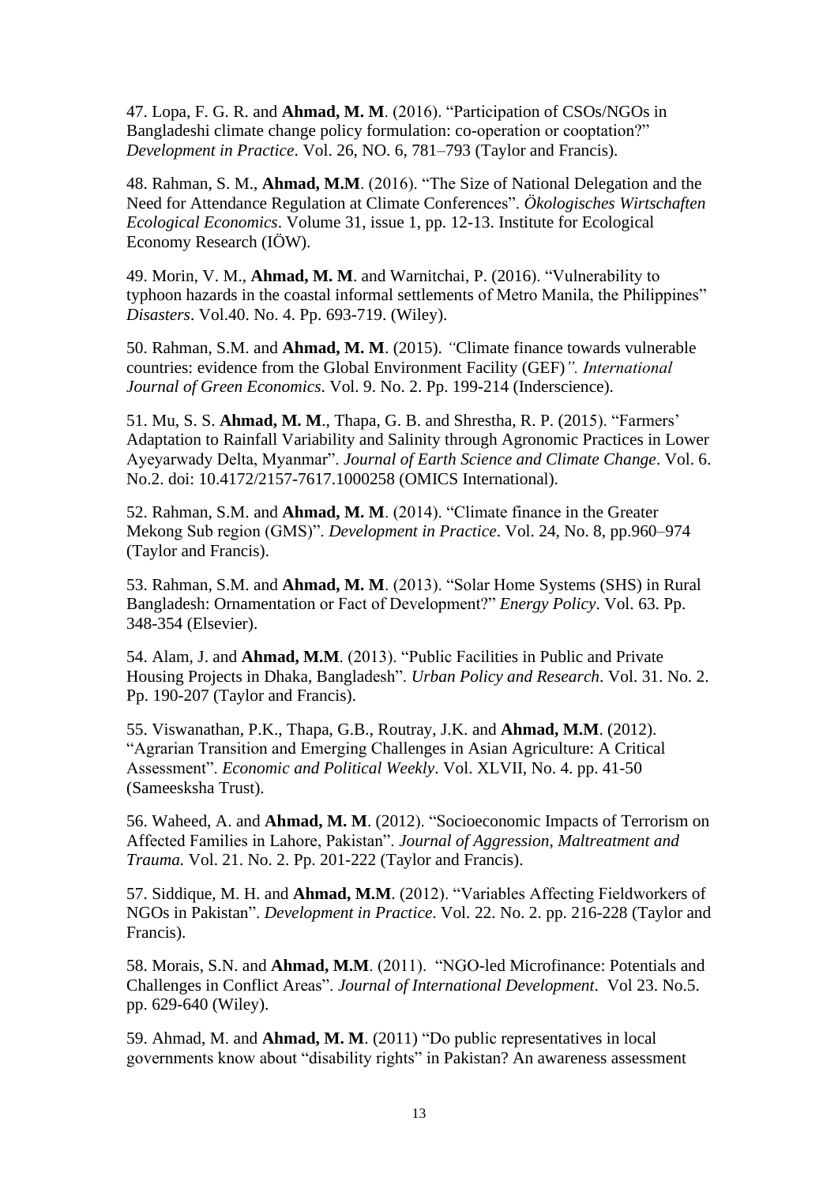47. Lopa, F. G. R. and **Ahmad, M. M**. (2016). "Participation of CSOs/NGOs in Bangladeshi climate change policy formulation: co-operation or cooptation?" *Development in Practice*. Vol. 26, NO. 6, 781–793 (Taylor and Francis).

48. Rahman, S. M., **Ahmad, M.M**. (2016). "The Size of National Delegation and the Need for Attendance Regulation at Climate Conferences". *Ökologisches Wirtschaften Ecological Economics*. Volume 31, issue 1, pp. 12-13. Institute for Ecological Economy Research (IÖW).

49. Morin, V. M., **Ahmad, M. M**. and Warnitchai, P. (2016). "Vulnerability to typhoon hazards in the coastal informal settlements of Metro Manila, the Philippines" *Disasters*. Vol.40. No. 4. Pp. 693-719. (Wiley).

50. Rahman, S.M. and **Ahmad, M. M**. (2015). *"*Climate finance towards vulnerable countries: evidence from the Global Environment Facility (GEF)*". International Journal of Green Economics*. Vol. 9. No. 2. Pp. 199-214 (Inderscience).

51. Mu, S. S. **Ahmad, M. M**., Thapa, G. B. and Shrestha, R. P. (2015). "Farmers' Adaptation to Rainfall Variability and Salinity through Agronomic Practices in Lower Ayeyarwady Delta, Myanmar". *Journal of Earth Science and Climate Change*. Vol. 6. No.2. doi: 10.4172/2157-7617.1000258 (OMICS International).

52. Rahman, S.M. and **Ahmad, M. M**. (2014). "Climate finance in the Greater Mekong Sub region (GMS)". *Development in Practice*. Vol. 24, No. 8, pp.960–974 (Taylor and Francis).

53. Rahman, S.M. and **Ahmad, M. M**. (2013). "Solar Home Systems (SHS) in Rural Bangladesh: Ornamentation or Fact of Development?" *Energy Policy*. Vol. 63. Pp. 348-354 (Elsevier).

54. Alam, J. and **Ahmad, M.M**. (2013). "Public Facilities in Public and Private Housing Projects in Dhaka, Bangladesh". *Urban Policy and Research*. Vol. 31. No. 2. Pp. 190-207 (Taylor and Francis).

55. Viswanathan, P.K., Thapa, G.B., Routray, J.K. and **Ahmad, M.M**. (2012). "Agrarian Transition and Emerging Challenges in Asian Agriculture: A Critical Assessment". *Economic and Political Weekly*. Vol. XLVII, No. 4. pp. 41-50 (Sameesksha Trust).

56. Waheed, A. and **Ahmad, M. M**. (2012). "Socioeconomic Impacts of Terrorism on Affected Families in Lahore, Pakistan". *Journal of Aggression, Maltreatment and Trauma.* Vol. 21. No. 2. Pp. 201-222 (Taylor and Francis).

57. Siddique, M. H. and **Ahmad, M.M**. (2012). "Variables Affecting Fieldworkers of NGOs in Pakistan". *Development in Practice.* Vol. 22. No. 2. pp. 216-228 (Taylor and Francis).

58. Morais, S.N. and **Ahmad, M.M**. (2011). "NGO-led Microfinance: Potentials and Challenges in Conflict Areas". *Journal of International Development*. Vol 23. No.5. pp. 629-640 (Wiley).

59. Ahmad, M. and **Ahmad, M. M**. (2011) "Do public representatives in local governments know about "disability rights" in Pakistan? An awareness assessment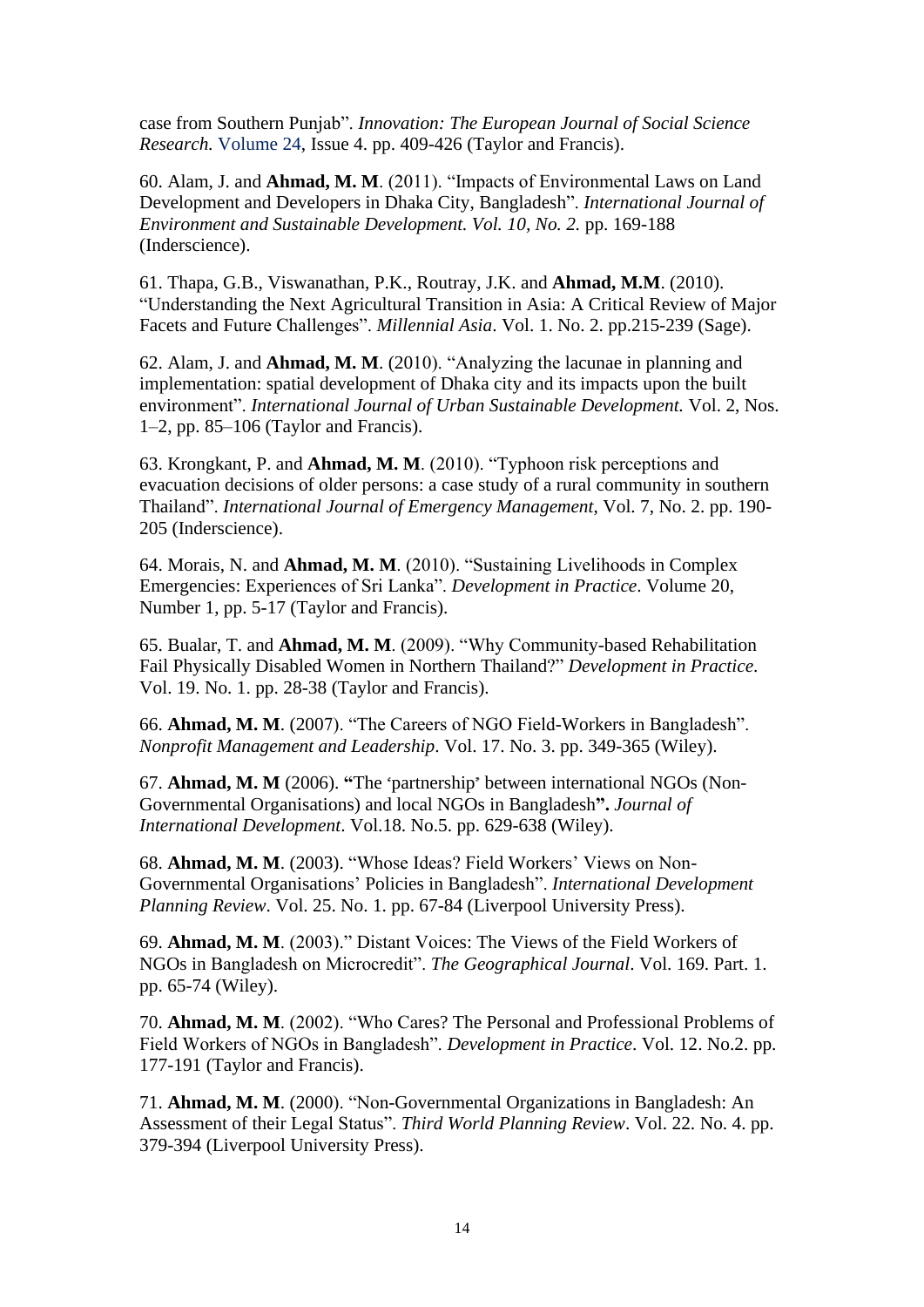case from Southern Punjab". *Innovation: The European Journal of Social Science Research.* Volume 24, Issue 4. pp. 409-426 (Taylor and Francis).

60. Alam, J. and **Ahmad, M. M**. (2011). "Impacts of Environmental Laws on Land Development and Developers in Dhaka City, Bangladesh". *International Journal of Environment and Sustainable Development. Vol. 10, No. 2.* pp. 169-188 (Inderscience).

61. Thapa, G.B., Viswanathan, P.K., Routray, J.K. and **Ahmad, M.M**. (2010). "Understanding the Next Agricultural Transition in Asia: A Critical Review of Major Facets and Future Challenges". *Millennial Asia*. Vol. 1. No. 2. pp.215-239 (Sage).

62. Alam, J. and **Ahmad, M. M**. (2010). "Analyzing the lacunae in planning and implementation: spatial development of Dhaka city and its impacts upon the built environment". *International Journal of Urban Sustainable Development.* Vol. 2, Nos. 1–2, pp. 85–106 (Taylor and Francis).

63. Krongkant, P. and **Ahmad, M. M**. (2010). "Typhoon risk perceptions and evacuation decisions of older persons: a case study of a rural community in southern Thailand". *International Journal of Emergency Management*, Vol. 7, No. 2. pp. 190-205 (Inderscience).

64. Morais, N. and **Ahmad, M. M**. (2010). "Sustaining Livelihoods in Complex Emergencies: Experiences of Sri Lanka". *Development in Practice*. Volume 20, Number 1, pp. 5-17 (Taylor and Francis).

65. Bualar, T. and **Ahmad, M. M**. (2009). "Why Community-based Rehabilitation Fail Physically Disabled Women in Northern Thailand?" *Development in Practice*. Vol. 19. No. 1. pp. 28-38 (Taylor and Francis).

66. **Ahmad, M. M**. (2007). "The Careers of NGO Field-Workers in Bangladesh". *Nonprofit Management and Leadership*. Vol. 17. No. 3. pp. 349-365 (Wiley).

67. **Ahmad, M. M** (2006). **"**The 'partnership' between international NGOs (Non-Governmental Organisations) and local NGOs in Bangladesh**".** *Journal of International Development*. Vol.18. No.5. pp. 629-638 (Wiley).

68. **Ahmad, M. M**. (2003). "Whose Ideas? Field Workers' Views on Non-Governmental Organisations' Policies in Bangladesh". *International Development Planning Review*. Vol. 25. No. 1. pp. 67-84 (Liverpool University Press).

69. **Ahmad, M. M**. (2003)." Distant Voices: The Views of the Field Workers of NGOs in Bangladesh on Microcredit". *The Geographical Journal*. Vol. 169. Part. 1. pp. 65-74 (Wiley).

70. **Ahmad, M. M**. (2002). "Who Cares? The Personal and Professional Problems of Field Workers of NGOs in Bangladesh". *Development in Practice*. Vol. 12. No.2. pp. 177-191 (Taylor and Francis).

71. **Ahmad, M. M**. (2000). "Non-Governmental Organizations in Bangladesh: An Assessment of their Legal Status". *Third World Planning Review*. Vol. 22. No. 4. pp. 379-394 (Liverpool University Press).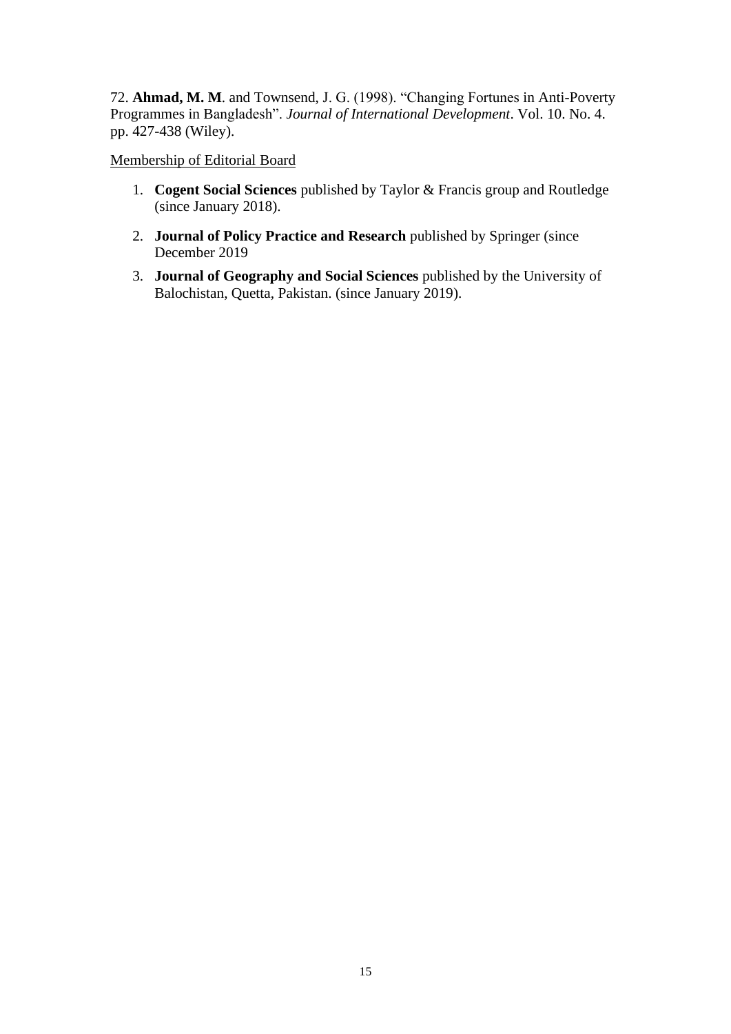72. **Ahmad, M. M**. and Townsend, J. G. (1998). "Changing Fortunes in Anti-Poverty Programmes in Bangladesh". *Journal of International Development*. Vol. 10. No. 4. pp. 427-438 (Wiley).

Membership of Editorial Board

1. **Cogent Social Sciences** published by Taylor & Francis group and Routledge (since January 2018).
2. **Journal of Policy Practice and Research** published by Springer (since December 2019
3. **Journal of Geography and Social Sciences** published by the University of Balochistan, Quetta, Pakistan. (since January 2019).